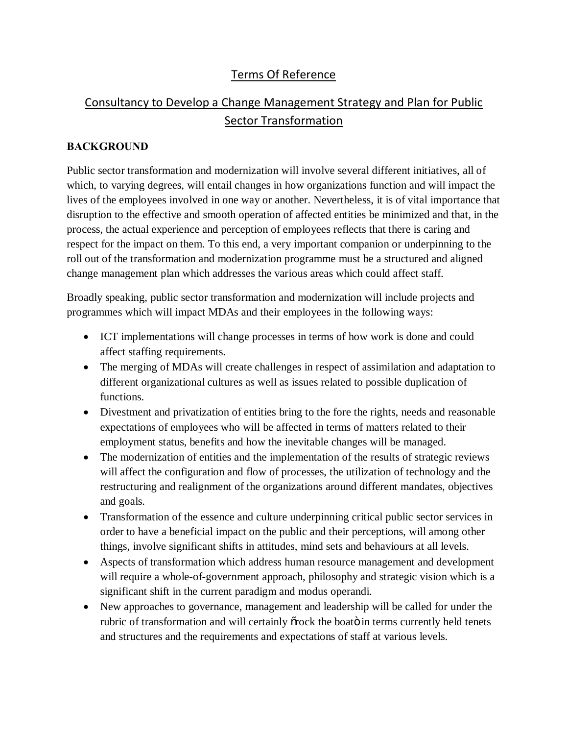# Terms Of Reference

## Consultancy to Develop a Change Management Strategy and Plan for Public Sector Transformation

### BACKGROUND

Public sector transformation and modernization will involve several different initiatives, all of which, to varying degrees, will entail changes in how organizations function and will impact the lives of the employees involved in one way or another. Nevertheless, it is of vital importance that disruption to the effective and smooth operation of affected entities be minimized and that, in the process, the actual experience and perception of employees reflects that there is caring and respect for the impact on them. To this end, a very important companion or underpinning to the roll out of the transformation and modernization programme must be a structured and aligned change management plan which addresses the various areas which could affect staff.

Broadly speaking, public sector transformation and modernization will include projects and programmes which will impact MDAs and their employees in the following ways:

- ICT implementations will change processes in terms of how work is done and could affect staffing requirements.
- The merging of MDAs will create challenges in respect of assimilation and adaptation to different organizational cultures as well as issues related to possible duplication of functions.
- Divestment and privatization of entities bring to the fore the rights, needs and reasonable expectations of employees who will be affected in terms of matters related to their employment status, benefits and how the inevitable changes will be managed.
- The modernization of entities and the implementation of the results of strategic reviews will affect the configuration and flow of processes, the utilization of technology and the restructuring and realignment of the organizations around different mandates, objectives and goals.
- Transformation of the essence and culture underpinning critical public sector services in order to have a beneficial impact on the public and their perceptions, will among other things, involve significant shifts in attitudes, mind sets and behaviours at all levels.
- Aspects of transformation which address human resource management and development will require a whole-of-government approach, philosophy and strategic vision which is a significant shift in the current paradigm and modus operandi.
- New approaches to governance, management and leadership will be called for under the rubric of transformation and will certainly "rock the boat" in terms currently held tenets and structures and the requirements and expectations of staff at various levels.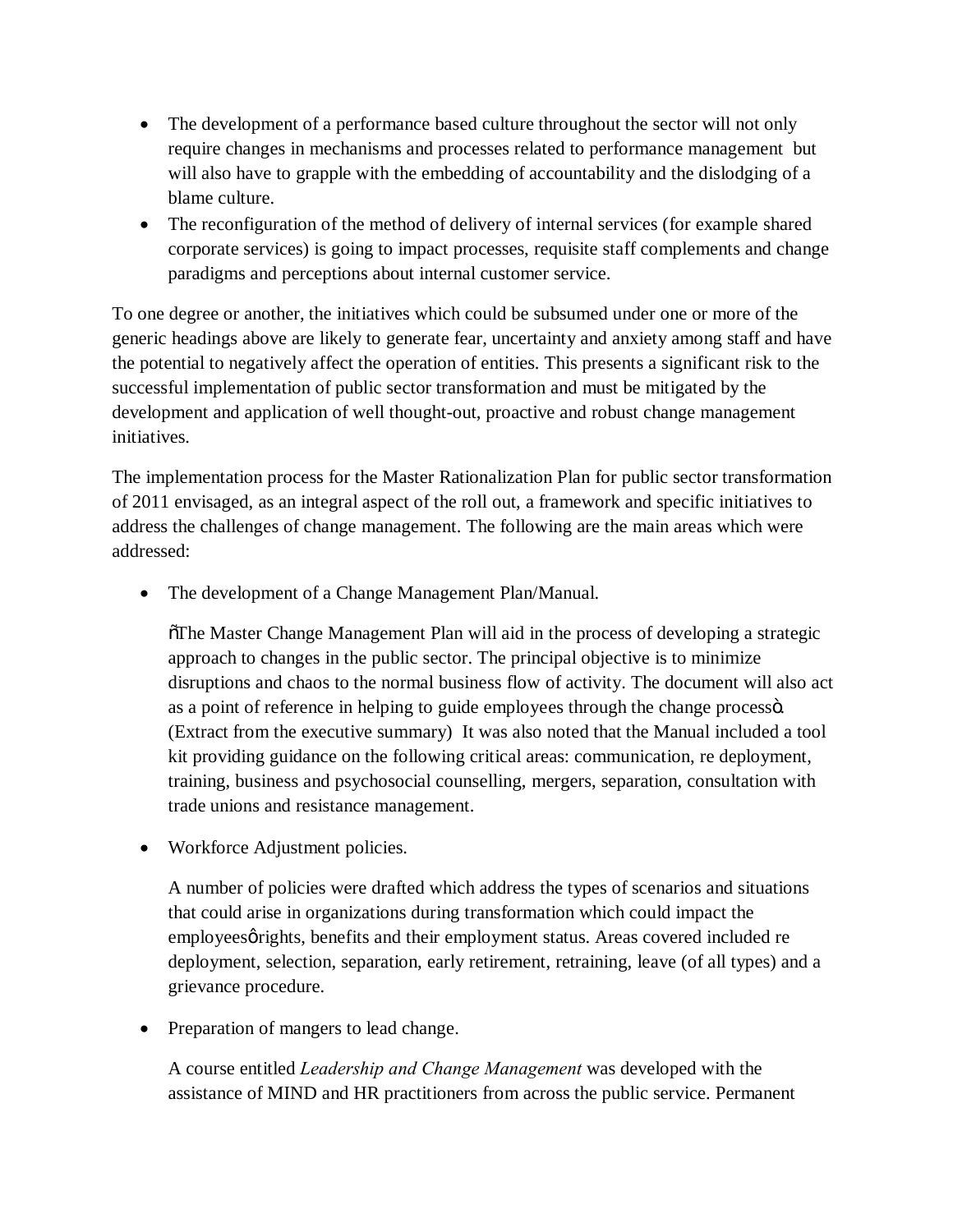- The development of a performance based culture throughout the sector will not only require changes in mechanisms and processes related to performance management but will also have to grapple with the embedding of accountability and the dislodging of a blame culture.
- The reconfiguration of the method of delivery of internal services (for example shared corporate services) is going to impact processes, requisite staff complements and change paradigms and perceptions about internal customer service.

To one degree or another, the initiatives which could be subsumed under one or more of the generic headings above are likely to generate fear, uncertainty and anxiety among staff and have the potential to negatively affect the operation of entities. This presents a significant risk to the successful implementation of public sector transformation and must be mitigated by the development and application of well thought-out, proactive and robust change management initiatives.

The implementation process for the Master Rationalization Plan for public sector transformation of 2011 envisaged, as an integral aspect of the roll out, a framework and specific initiatives to address the challenges of change management. The following are the main areas which were addressed:

- The development of a Change Management Plan/Manual.

  õThe Master Change Management Plan will aid in the process of developing a strategic approach to changes in the public sector. The principal objective is to minimize disruptions and chaos to the normal business flow of activity. The document will also act as a point of reference in helping to guide employees through the change processö. (Extract from the executive summary) It was also noted that the Manual included a tool kit providing guidance on the following critical areas: communication, re deployment, training, business and psychosocial counselling, mergers, separation, consultation with trade unions and resistance management.

- Workforce Adjustment policies.

  A number of policies were drafted which address the types of scenarios and situations that could arise in organizations during transformation which could impact the employeesø rights, benefits and their employment status. Areas covered included re deployment, selection, separation, early retirement, retraining, leave (of all types) and a grievance procedure.

- Preparation of mangers to lead change.

  A course entitled *Leadership and Change Management* was developed with the assistance of MIND and HR practitioners from across the public service. Permanent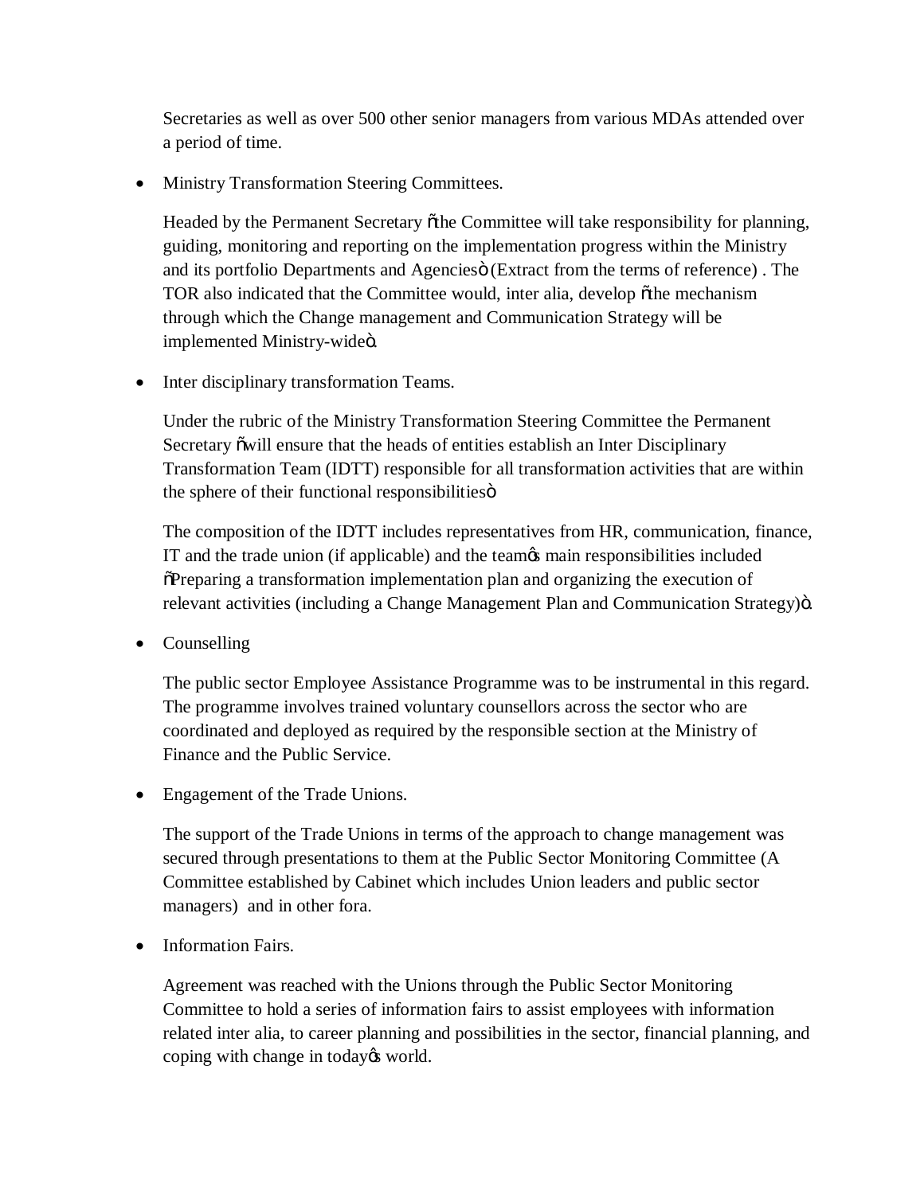Secretaries as well as over 500 other senior managers from various MDAs attended over a period of time.

- Ministry Transformation Steering Committees.

  Headed by the Permanent Secretary õthe Committee will take responsibility for planning, guiding, monitoring and reporting on the implementation progress within the Ministry and its portfolio Departments and Agenciesö (Extract from the terms of reference) . The TOR also indicated that the Committee would, inter alia, develop õthe mechanism through which the Change management and Communication Strategy will be implemented Ministry-wideö.

- Inter disciplinary transformation Teams.

  Under the rubric of the Ministry Transformation Steering Committee the Permanent Secretary õwill ensure that the heads of entities establish an Inter Disciplinary Transformation Team (IDTT) responsible for all transformation activities that are within the sphere of their functional responsibilitiesö

  The composition of the IDTT includes representatives from HR, communication, finance, IT and the trade union (if applicable) and the teamøs main responsibilities included õPreparing a transformation implementation plan and organizing the execution of relevant activities (including a Change Management Plan and Communication Strategy)ö.

- Counselling

  The public sector Employee Assistance Programme was to be instrumental in this regard. The programme involves trained voluntary counsellors across the sector who are coordinated and deployed as required by the responsible section at the Ministry of Finance and the Public Service.

- Engagement of the Trade Unions.

  The support of the Trade Unions in terms of the approach to change management was secured through presentations to them at the Public Sector Monitoring Committee (A Committee established by Cabinet which includes Union leaders and public sector managers) and in other fora.

- Information Fairs.

  Agreement was reached with the Unions through the Public Sector Monitoring Committee to hold a series of information fairs to assist employees with information related inter alia, to career planning and possibilities in the sector, financial planning, and coping with change in todayøs world.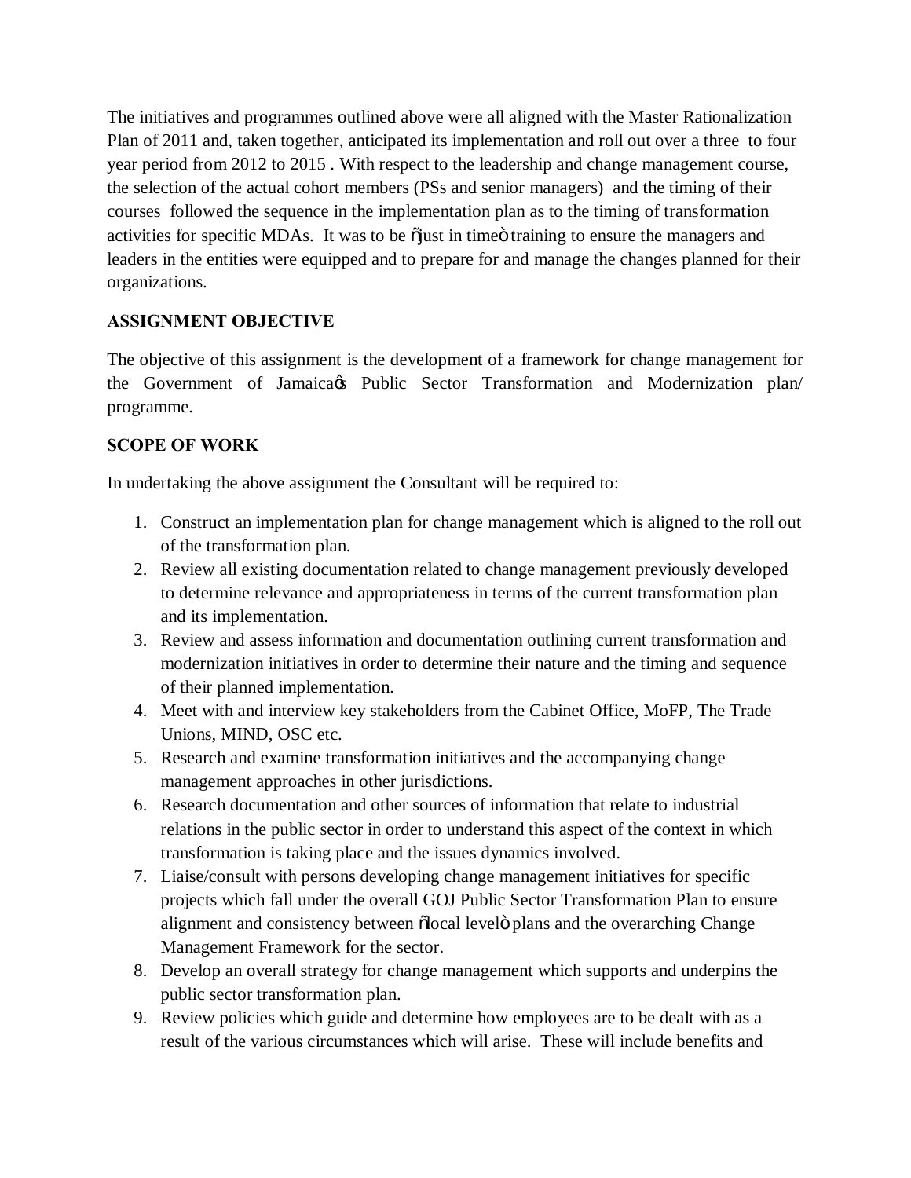The initiatives and programmes outlined above were all aligned with the Master Rationalization Plan of 2011 and, taken together, anticipated its implementation and roll out over a three to four year period from 2012 to 2015 . With respect to the leadership and change management course, the selection of the actual cohort members (PSs and senior managers) and the timing of their courses followed the sequence in the implementation plan as to the timing of transformation activities for specific MDAs. It was to be "just in time" training to ensure the managers and leaders in the entities were equipped and to prepare for and manage the changes planned for their organizations.

**ASSIGNMENT OBJECTIVE**

The objective of this assignment is the development of a framework for change management for the Government of Jamaica's Public Sector Transformation and Modernization plan/ programme.

**SCOPE OF WORK**

In undertaking the above assignment the Consultant will be required to:

1. Construct an implementation plan for change management which is aligned to the roll out of the transformation plan.
2. Review all existing documentation related to change management previously developed to determine relevance and appropriateness in terms of the current transformation plan and its implementation.
3. Review and assess information and documentation outlining current transformation and modernization initiatives in order to determine their nature and the timing and sequence of their planned implementation.
4. Meet with and interview key stakeholders from the Cabinet Office, MoFP, The Trade Unions, MIND, OSC etc.
5. Research and examine transformation initiatives and the accompanying change management approaches in other jurisdictions.
6. Research documentation and other sources of information that relate to industrial relations in the public sector in order to understand this aspect of the context in which transformation is taking place and the issues dynamics involved.
7. Liaise/consult with persons developing change management initiatives for specific projects which fall under the overall GOJ Public Sector Transformation Plan to ensure alignment and consistency between "local level" plans and the overarching Change Management Framework for the sector.
8. Develop an overall strategy for change management which supports and underpins the public sector transformation plan.
9. Review policies which guide and determine how employees are to be dealt with as a result of the various circumstances which will arise. These will include benefits and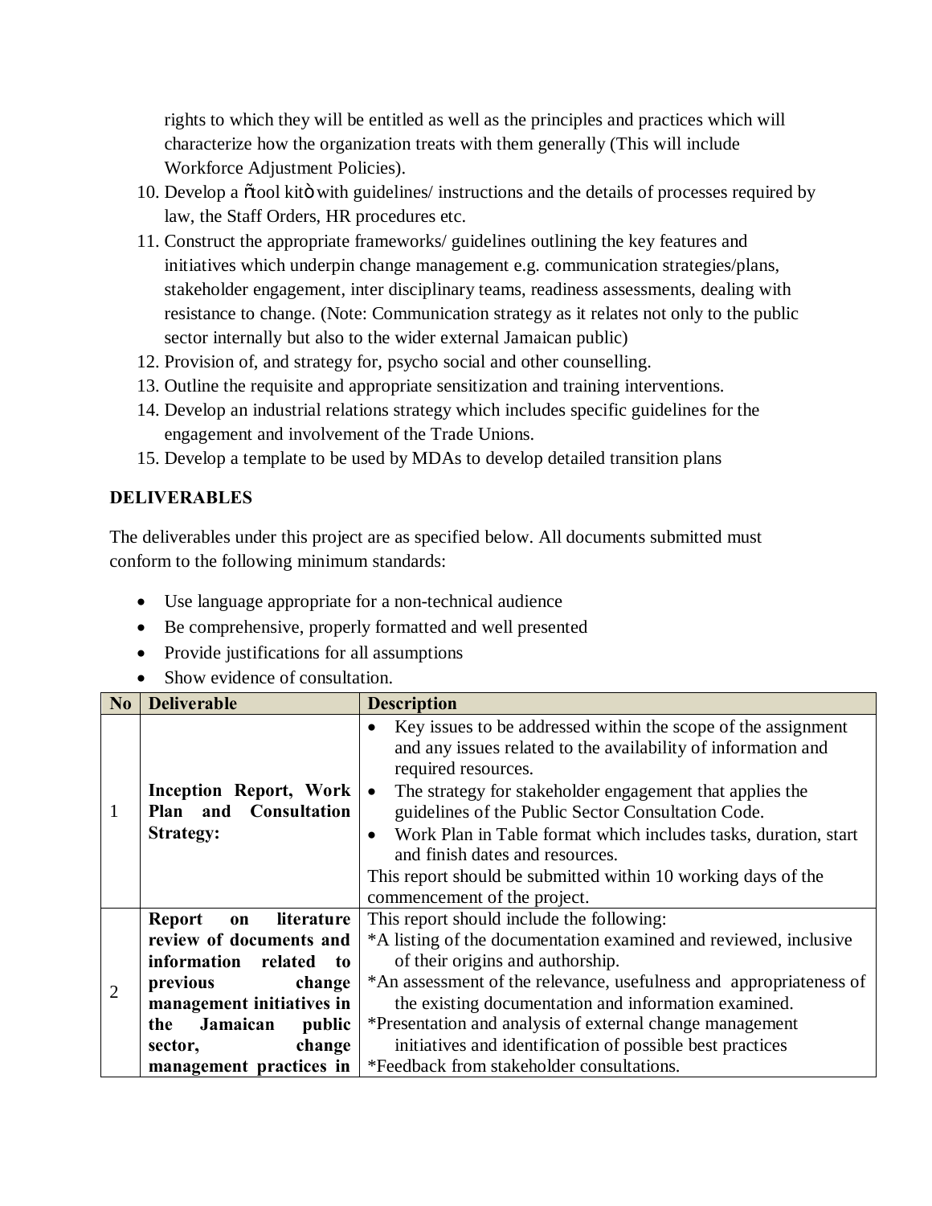rights to which they will be entitled as well as the principles and practices which will characterize how the organization treats with them generally (This will include Workforce Adjustment Policies).

10. Develop a "tool kit" with guidelines/ instructions and the details of processes required by law, the Staff Orders, HR procedures etc.
11. Construct the appropriate frameworks/ guidelines outlining the key features and initiatives which underpin change management e.g. communication strategies/plans, stakeholder engagement, inter disciplinary teams, readiness assessments, dealing with resistance to change. (Note: Communication strategy as it relates not only to the public sector internally but also to the wider external Jamaican public)
12. Provision of, and strategy for, psycho social and other counselling.
13. Outline the requisite and appropriate sensitization and training interventions.
14. Develop an industrial relations strategy which includes specific guidelines for the engagement and involvement of the Trade Unions.
15. Develop a template to be used by MDAs to develop detailed transition plans

**DELIVERABLES**

The deliverables under this project are as specified below. All documents submitted must conform to the following minimum standards:

- Use language appropriate for a non-technical audience
- Be comprehensive, properly formatted and well presented
- Provide justifications for all assumptions
- Show evidence of consultation.

| No | Deliverable | Description |
|---|---|---|
| 1 | **Inception Report, Work Plan and Consultation Strategy:** | • Key issues to be addressed within the scope of the assignment and any issues related to the availability of information and required resources.<br>• The strategy for stakeholder engagement that applies the guidelines of the Public Sector Consultation Code.<br>• Work Plan in Table format which includes tasks, duration, start and finish dates and resources.<br>This report should be submitted within 10 working days of the commencement of the project. |
| 2 | **Report on literature review of documents and information related to previous change management initiatives in the Jamaican public sector, change management practices in** | This report should include the following:<br>*A listing of the documentation examined and reviewed, inclusive of their origins and authorship.<br>*An assessment of the relevance, usefulness and appropriateness of the existing documentation and information examined.<br>*Presentation and analysis of external change management initiatives and identification of possible best practices<br>*Feedback from stakeholder consultations. |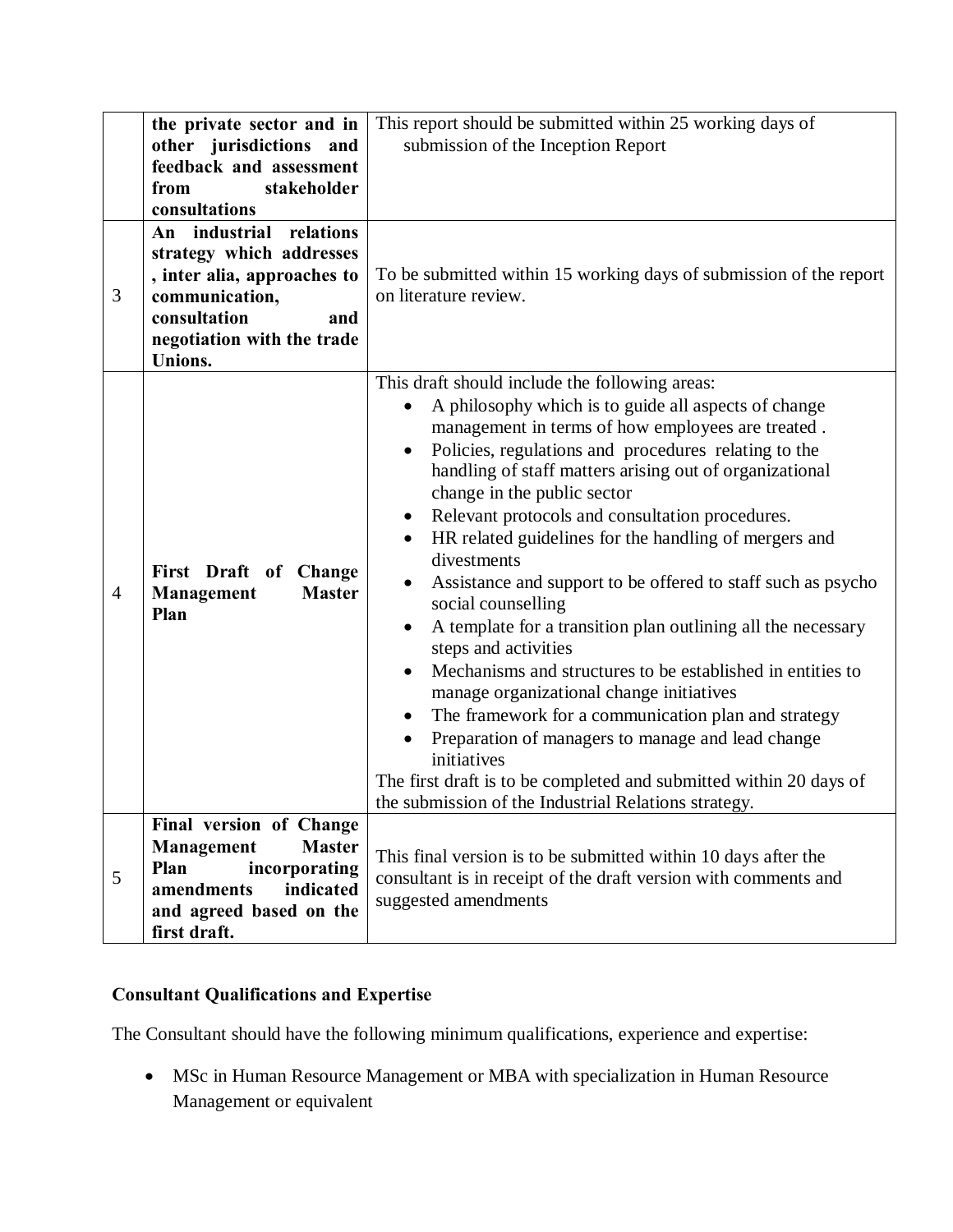| | | |
|---|---|---|
| | **the private sector and in other jurisdictions and feedback and assessment from stakeholder consultations** | This report should be submitted within 25 working days of submission of the Inception Report |
| 3 | **An industrial relations strategy which addresses , inter alia, approaches to communication, consultation and negotiation with the trade Unions.** | To be submitted within 15 working days of submission of the report on literature review. |
| 4 | **First Draft of Change Management Master Plan** | This draft should include the following areas:<br>• A philosophy which is to guide all aspects of change management in terms of how employees are treated .<br>• Policies, regulations and procedures relating to the handling of staff matters arising out of organizational change in the public sector<br>• Relevant protocols and consultation procedures.<br>• HR related guidelines for the handling of mergers and divestments<br>• Assistance and support to be offered to staff such as psycho social counselling<br>• A template for a transition plan outlining all the necessary steps and activities<br>• Mechanisms and structures to be established in entities to manage organizational change initiatives<br>• The framework for a communication plan and strategy<br>• Preparation of managers to manage and lead change initiatives<br>The first draft is to be completed and submitted within 20 days of the submission of the Industrial Relations strategy. |
| 5 | **Final version of Change Management Master Plan incorporating amendments indicated and agreed based on the first draft.** | This final version is to be submitted within 10 days after the consultant is in receipt of the draft version with comments and suggested amendments |

**Consultant Qualifications and Expertise**

The Consultant should have the following minimum qualifications, experience and expertise:

- MSc in Human Resource Management or MBA with specialization in Human Resource Management or equivalent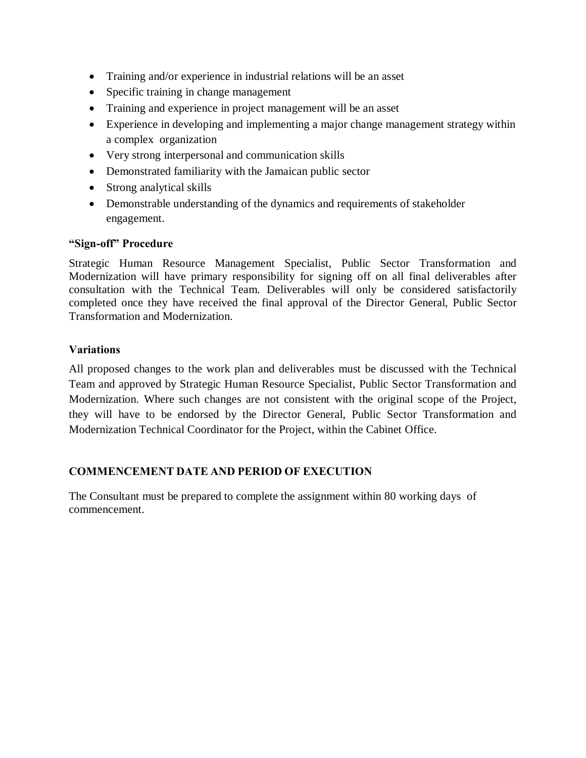- Training and/or experience in industrial relations will be an asset
- Specific training in change management
- Training and experience in project management will be an asset
- Experience in developing and implementing a major change management strategy within a complex organization
- Very strong interpersonal and communication skills
- Demonstrated familiarity with the Jamaican public sector
- Strong analytical skills
- Demonstrable understanding of the dynamics and requirements of stakeholder engagement.

**“Sign-off” Procedure**

Strategic Human Resource Management Specialist, Public Sector Transformation and Modernization will have primary responsibility for signing off on all final deliverables after consultation with the Technical Team. Deliverables will only be considered satisfactorily completed once they have received the final approval of the Director General, Public Sector Transformation and Modernization.

**Variations**

All proposed changes to the work plan and deliverables must be discussed with the Technical Team and approved by Strategic Human Resource Specialist, Public Sector Transformation and Modernization. Where such changes are not consistent with the original scope of the Project, they will have to be endorsed by the Director General, Public Sector Transformation and Modernization Technical Coordinator for the Project, within the Cabinet Office.

**COMMENCEMENT DATE AND PERIOD OF EXECUTION**

The Consultant must be prepared to complete the assignment within 80 working days of commencement.